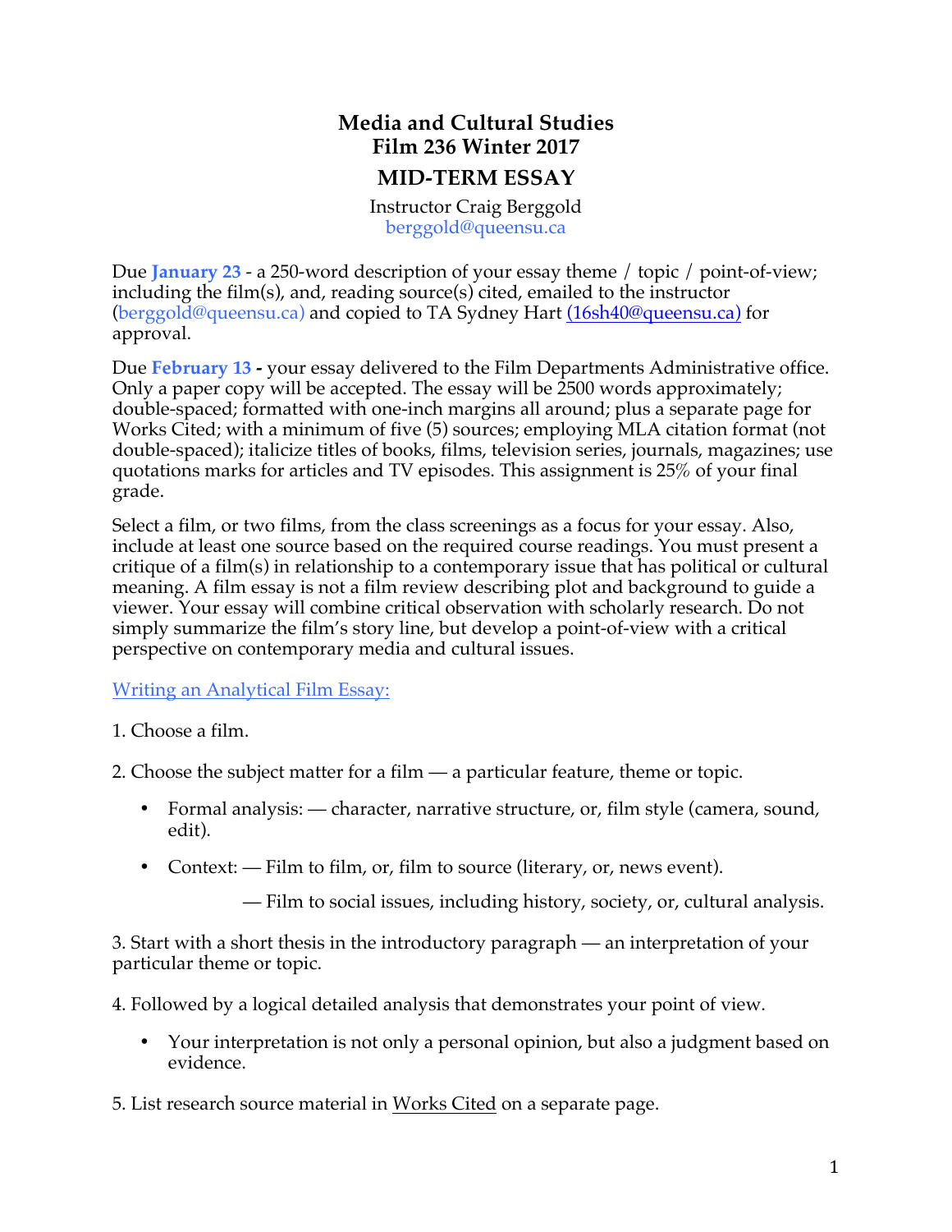# Media and Cultural Studies
## Film 236 Winter 2017

## MID-TERM ESSAY

Instructor Craig Berggold
berggold@queensu.ca

Due **January 23** - a 250-word description of your essay theme / topic / point-of-view; including the film(s), and, reading source(s) cited, emailed to the instructor (berggold@queensu.ca) and copied to TA Sydney Hart (16sh40@queensu.ca) for approval.

Due **February 13 -** your essay delivered to the Film Departments Administrative office. Only a paper copy will be accepted. The essay will be 2500 words approximately; double-spaced; formatted with one-inch margins all around; plus a separate page for Works Cited; with a minimum of five (5) sources; employing MLA citation format (not double-spaced); italicize titles of books, films, television series, journals, magazines; use quotations marks for articles and TV episodes. This assignment is 25% of your final grade.

Select a film, or two films, from the class screenings as a focus for your essay. Also, include at least one source based on the required course readings. You must present a critique of a film(s) in relationship to a contemporary issue that has political or cultural meaning. A film essay is not a film review describing plot and background to guide a viewer. Your essay will combine critical observation with scholarly research. Do not simply summarize the film's story line, but develop a point-of-view with a critical perspective on contemporary media and cultural issues.

Writing an Analytical Film Essay:

1. Choose a film.

2. Choose the subject matter for a film — a particular feature, theme or topic.

   - Formal analysis: — character, narrative structure, or, film style (camera, sound, edit).
   - Context: — Film to film, or, film to source (literary, or, news event).

     — Film to social issues, including history, society, or, cultural analysis.

3. Start with a short thesis in the introductory paragraph — an interpretation of your particular theme or topic.

4. Followed by a logical detailed analysis that demonstrates your point of view.

   - Your interpretation is not only a personal opinion, but also a judgment based on evidence.

5. List research source material in Works Cited on a separate page.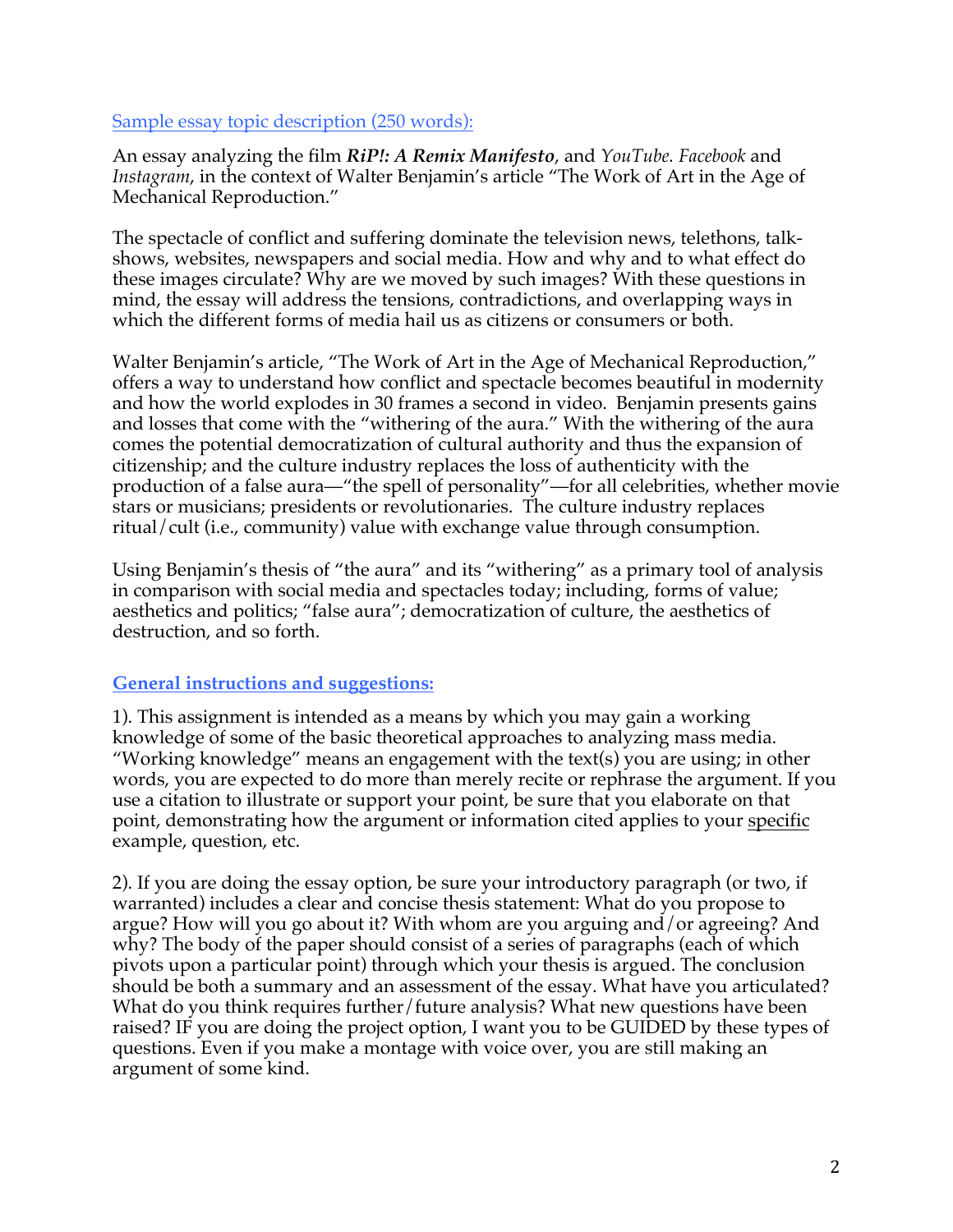Sample essay topic description (250 words):

An essay analyzing the film ***RiP!: A Remix Manifesto***, and *YouTube. Facebook* and *Instagram*, in the context of Walter Benjamin's article "The Work of Art in the Age of Mechanical Reproduction."

The spectacle of conflict and suffering dominate the television news, telethons, talk-shows, websites, newspapers and social media. How and why and to what effect do these images circulate? Why are we moved by such images? With these questions in mind, the essay will address the tensions, contradictions, and overlapping ways in which the different forms of media hail us as citizens or consumers or both.

Walter Benjamin's article, "The Work of Art in the Age of Mechanical Reproduction," offers a way to understand how conflict and spectacle becomes beautiful in modernity and how the world explodes in 30 frames a second in video. Benjamin presents gains and losses that come with the "withering of the aura." With the withering of the aura comes the potential democratization of cultural authority and thus the expansion of citizenship; and the culture industry replaces the loss of authenticity with the production of a false aura—"the spell of personality"—for all celebrities, whether movie stars or musicians; presidents or revolutionaries. The culture industry replaces ritual/cult (i.e., community) value with exchange value through consumption.

Using Benjamin's thesis of "the aura" and its "withering" as a primary tool of analysis in comparison with social media and spectacles today; including, forms of value; aesthetics and politics; "false aura"; democratization of culture, the aesthetics of destruction, and so forth.

**General instructions and suggestions:**

1). This assignment is intended as a means by which you may gain a working knowledge of some of the basic theoretical approaches to analyzing mass media. "Working knowledge" means an engagement with the text(s) you are using; in other words, you are expected to do more than merely recite or rephrase the argument. If you use a citation to illustrate or support your point, be sure that you elaborate on that point, demonstrating how the argument or information cited applies to your specific example, question, etc.

2). If you are doing the essay option, be sure your introductory paragraph (or two, if warranted) includes a clear and concise thesis statement: What do you propose to argue? How will you go about it? With whom are you arguing and/or agreeing? And why? The body of the paper should consist of a series of paragraphs (each of which pivots upon a particular point) through which your thesis is argued. The conclusion should be both a summary and an assessment of the essay. What have you articulated? What do you think requires further/future analysis? What new questions have been raised? IF you are doing the project option, I want you to be GUIDED by these types of questions. Even if you make a montage with voice over, you are still making an argument of some kind.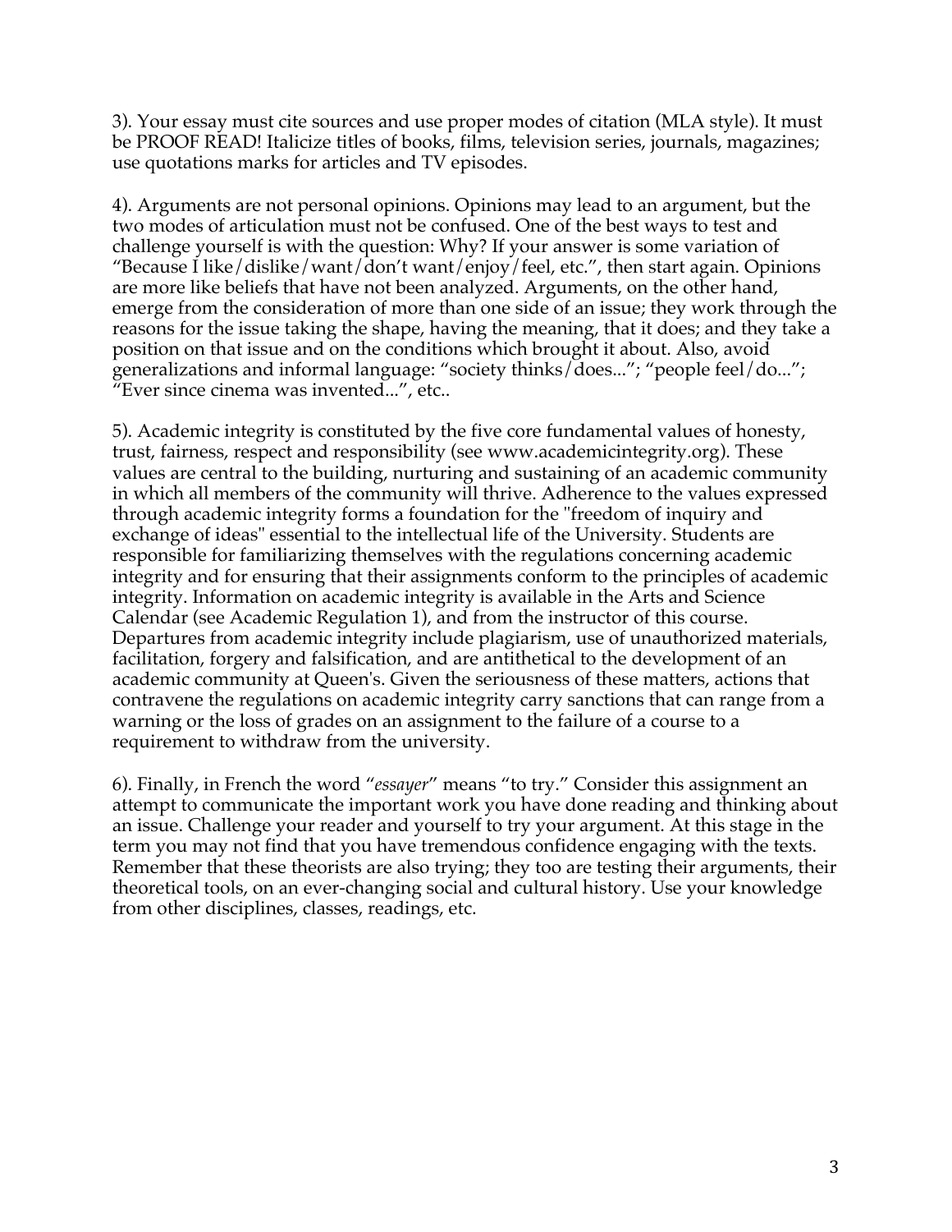3). Your essay must cite sources and use proper modes of citation (MLA style). It must be PROOF READ! Italicize titles of books, films, television series, journals, magazines; use quotations marks for articles and TV episodes.

4). Arguments are not personal opinions. Opinions may lead to an argument, but the two modes of articulation must not be confused. One of the best ways to test and challenge yourself is with the question: Why? If your answer is some variation of "Because I like/dislike/want/don't want/enjoy/feel, etc.", then start again. Opinions are more like beliefs that have not been analyzed. Arguments, on the other hand, emerge from the consideration of more than one side of an issue; they work through the reasons for the issue taking the shape, having the meaning, that it does; and they take a position on that issue and on the conditions which brought it about. Also, avoid generalizations and informal language: "society thinks/does..."; "people feel/do..."; "Ever since cinema was invented...", etc..

5). Academic integrity is constituted by the five core fundamental values of honesty, trust, fairness, respect and responsibility (see www.academicintegrity.org). These values are central to the building, nurturing and sustaining of an academic community in which all members of the community will thrive. Adherence to the values expressed through academic integrity forms a foundation for the "freedom of inquiry and exchange of ideas" essential to the intellectual life of the University. Students are responsible for familiarizing themselves with the regulations concerning academic integrity and for ensuring that their assignments conform to the principles of academic integrity. Information on academic integrity is available in the Arts and Science Calendar (see Academic Regulation 1), and from the instructor of this course. Departures from academic integrity include plagiarism, use of unauthorized materials, facilitation, forgery and falsification, and are antithetical to the development of an academic community at Queen's. Given the seriousness of these matters, actions that contravene the regulations on academic integrity carry sanctions that can range from a warning or the loss of grades on an assignment to the failure of a course to a requirement to withdraw from the university.

6). Finally, in French the word "*essayer*" means "to try." Consider this assignment an attempt to communicate the important work you have done reading and thinking about an issue. Challenge your reader and yourself to try your argument. At this stage in the term you may not find that you have tremendous confidence engaging with the texts. Remember that these theorists are also trying; they too are testing their arguments, their theoretical tools, on an ever-changing social and cultural history. Use your knowledge from other disciplines, classes, readings, etc.